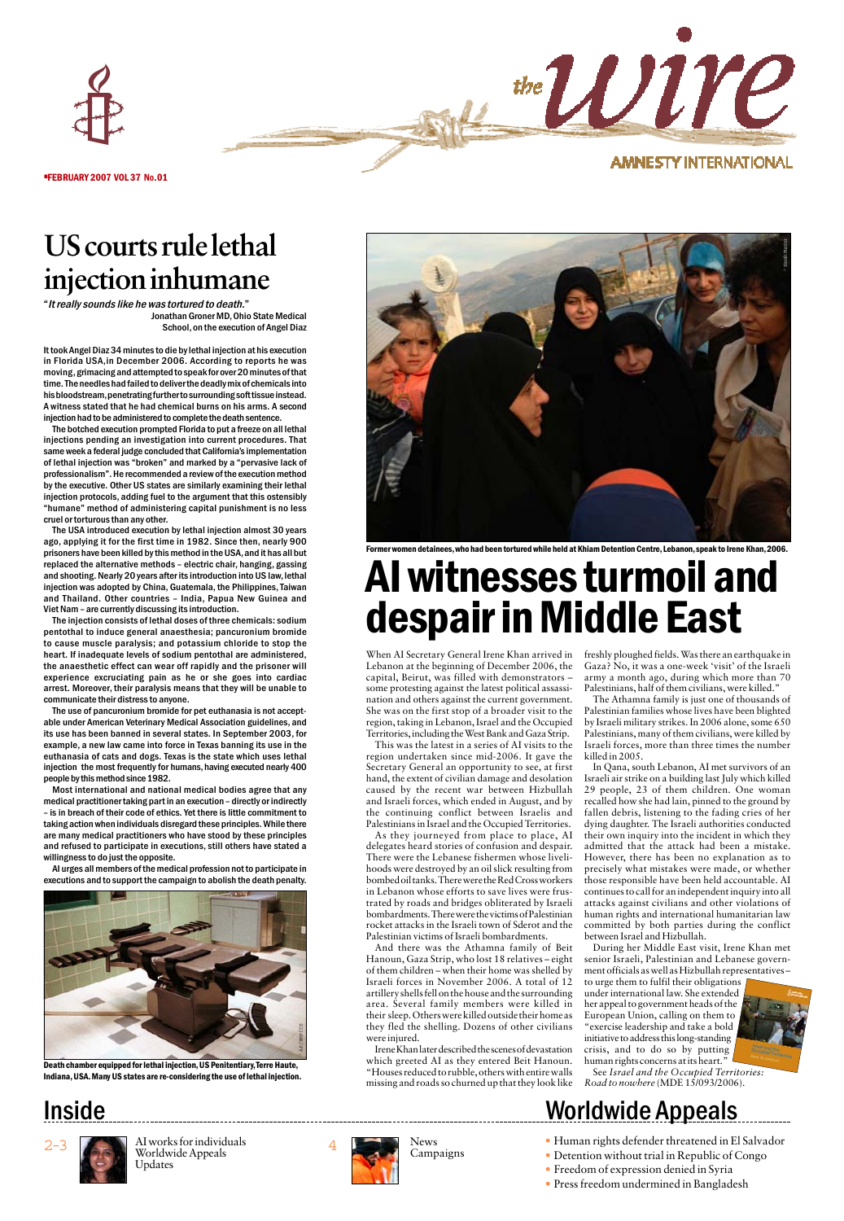FEBRUARY 2007 VOL 37 No.01

# US courts rule lethal injection inhumane

"*It really sounds like he was tortured to death.*"
Jonathan Groner MD, Ohio State Medical School, on the execution of Angel Diaz

**It took Angel Diaz 34 minutes to die by lethal injection at his execution in Florida USA, in December 2006. According to reports he was moving, grimacing and attempted to speak for over 20 minutes of that time. The needles had failed to deliver the deadly mix of chemicals into his bloodstream, penetrating further to surrounding soft tissue instead. A witness stated that he had chemical burns on his arms. A second injection had to be administered to complete the death sentence.**

The botched execution prompted Florida to put a freeze on all lethal injections pending an investigation into current procedures. That same week a federal judge concluded that California's implementation of lethal injection was "broken" and marked by a "pervasive lack of professionalism". He recommended a review of the execution method by the executive. Other US states are similarly examining their lethal injection protocols, adding fuel to the argument that this ostensibly "humane" method of administering capital punishment is no less cruel or torturous than any other.

The USA introduced execution by lethal injection almost 30 years ago, applying it for the first time in 1982. Since then, nearly 900 prisoners have been killed by this method in the USA, and it has all but replaced the alternative methods – electric chair, hanging, gassing and shooting. Nearly 20 years after its introduction into US law, lethal injection was adopted by China, Guatemala, the Philippines, Taiwan and Thailand. Other countries – India, Papua New Guinea and Viet Nam – are currently discussing its introduction.

The injection consists of lethal doses of three chemicals: sodium pentothal to induce general anaesthesia; pancuronium bromide to cause muscle paralysis; and potassium chloride to stop the heart. If inadequate levels of sodium pentothal are administered, the anaesthetic effect can wear off rapidly and the prisoner will experience excruciating pain as he or she goes into cardiac arrest. Moreover, their paralysis means that they will be unable to communicate their distress to anyone.

The use of pancuronium bromide for pet euthanasia is not acceptable under American Veterinary Medical Association guidelines, and its use has been banned in several states. In September 2003, for example, a new law came into force in Texas banning its use in the euthanasia of cats and dogs. Texas is the state which uses lethal injection the most frequently for humans, having executed nearly 400 people by this method since 1982.

Most international and national medical bodies agree that any medical practitioner taking part in an execution – directly or indirectly – is in breach of their code of ethics. Yet there is little commitment to taking action when individuals disregard these principles. While there are many medical practitioners who have stood by these principles and refused to participate in executions, still others have stated a willingness to do just the opposite.

AI urges all members of the medical profession not to participate in executions and to support the campaign to abolish the death penalty.

**Death chamber equipped for lethal injection, US Penitentiary, Terre Haute, Indiana, USA. Many US states are re-considering the use of lethal injection.**

**Former women detainees, who had been tortured while held at Khiam Detention Centre, Lebanon, speak to Irene Khan, 2006.**

# AI witnesses turmoil and despair in Middle East

When AI Secretary General Irene Khan arrived in Lebanon at the beginning of December 2006, the capital, Beirut, was filled with demonstrators – some protesting against the latest political assassination and others against the current government. She was on the first stop of a broader visit to the region, taking in Lebanon, Israel and the Occupied Territories, including the West Bank and Gaza Strip.

This was the latest in a series of AI visits to the region undertaken since mid-2006. It gave the Secretary General an opportunity to see, at first hand, the extent of civilian damage and desolation caused by the recent war between Hizbullah and Israeli forces, which ended in August, and by the continuing conflict between Israelis and Palestinians in Israel and the Occupied Territories.

As they journeyed from place to place, AI delegates heard stories of confusion and despair. There were the Lebanese fishermen whose livelihoods were destroyed by an oil slick resulting from bombed oil tanks. There were the Red Cross workers in Lebanon whose efforts to save lives were frustrated by roads and bridges obliterated by Israeli bombardments. There were the victims of Palestinian rocket attacks in the Israeli town of Sderot and the Palestinian victims of Israeli bombardments.

And there was the Athamna family of Beit Hanoun, Gaza Strip, who lost 18 relatives – eight of them children – when their home was shelled by Israeli forces in November 2006. A total of 12 artillery shells fell on the house and the surrounding area. Several family members were killed in their sleep. Others were killed outside their home as they fled the shelling. Dozens of other civilians were injured.

Irene Khan later described the scenes of devastation which greeted AI as they entered Beit Hanoun. "Houses reduced to rubble, others with entire walls missing and roads so churned up that they look like freshly ploughed fields. Was there an earthquake in Gaza? No, it was a one-week 'visit' of the Israeli army a month ago, during which more than 70 Palestinians, half of them civilians, were killed."

The Athamna family is just one of thousands of Palestinian families whose lives have been blighted by Israeli military strikes. In 2006 alone, some 650 Palestinians, many of them civilians, were killed by Israeli forces, more than three times the number killed in 2005.

In Qana, south Lebanon, AI met survivors of an Israeli air strike on a building last July which killed 29 people, 23 of them children. One woman recalled how she had lain, pinned to the ground by fallen debris, listening to the fading cries of her dying daughter. The Israeli authorities conducted their own inquiry into the incident in which they admitted that the attack had been a mistake. However, there has been no explanation as to precisely what mistakes were made, or whether those responsible have been held accountable. AI continues to call for an independent inquiry into all attacks against civilians and other violations of human rights and international humanitarian law committed by both parties during the conflict between Israel and Hizbullah.

During her Middle East visit, Irene Khan met senior Israeli, Palestinian and Lebanese government officials as well as Hizbullah representatives – to urge them to fulfil their obligations under international law. She extended her appeal to government heads of the European Union, calling on them to "exercise leadership and take a bold initiative to address this long-standing crisis, and to do so by putting human rights concerns at its heart."

See *Israel and the Occupied Territories: Road to nowhere* (MDE 15/093/2006).

## Inside

2-3 AI works for individuals
Worldwide Appeals
Updates

4 News
Campaigns

## Worldwide Appeals

- Human rights defender threatened in El Salvador
- Detention without trial in Republic of Congo
- Freedom of expression denied in Syria
- Press freedom undermined in Bangladesh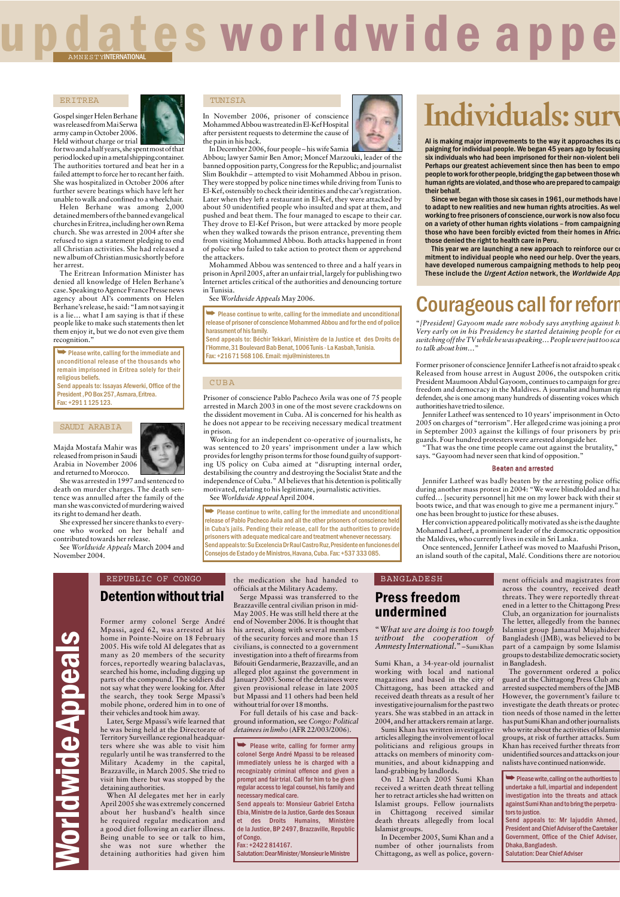# updates worldwide appeals

AMNESTY INTERNATIONAL

## ERITREA

Gospel singer Helen Berhane was released from Mai Serwa army camp in October 2006. Held without charge or trial for two and a half years, she spent most of that period locked up in a metal shipping container. The authorities tortured and beat her in a failed attempt to force her to recant her faith. She was hospitalized in October 2006 after further severe beatings which have left her unable to walk and confined to a wheelchair.

Helen Berhane was among 2,000 detained members of the banned evangelical churches in Eritrea, including her own Rema church. She was arrested in 2004 after she refused to sign a statement pledging to end all Christian activities. She had released a new album of Christian music shortly before her arrest.

The Eritrean Information Minister has denied all knowledge of Helen Berhane's case. Speaking to Agence France Presse news agency about AI's comments on Helen Berhane's release, he said: "I am not saying it is a lie... what I am saying is that if these people like to make such statements then let them enjoy it, but we do not even give them recognition."

➥ Please write, calling for the immediate and unconditional release of the thousands who remain imprisoned in Eritrea solely for their religious beliefs.
Send appeals to: Issayas Afewerki, Office of the President, PO Box 257, Asmara, Eritrea.
Fax: +291 1 125 123.

## SAUDI ARABIA

Majda Mostafa Mahir was released from prison in Saudi Arabia in November 2006 and returned to Morocco.

She was arrested in 1997 and sentenced to death on murder charges. The death sentence was annulled after the family of the man she was convicted of murdering waived its right to demand her death.

She expressed her sincere thanks to everyone who worked on her behalf and contributed towards her release.

See *Worldwide Appeals* March 2004 and November 2004.

## TUNISIA

In November 2006, prisoner of conscience Mohammed Abbou was treated in El-Kef Hospital after persistent requests to determine the cause of the pain in his back.

In December 2006, four people – his wife Samia Abbou; lawyer Samir Ben Amor; Moncef Marzouki, leader of the banned opposition party, Congress for the Republic; and journalist Slim Boukhdir – attempted to visit Mohammed Abbou in prison. They were stopped by police nine times while driving from Tunis to El-Kef, ostensibly to check their identities and the car's registration. Later when they left a restaurant in El-Kef, they were attacked by about 50 unidentified people who insulted and spat at them, and pushed and beat them. The four managed to escape to their car. They drove to El-Kef Prison, but were attacked by more people when they walked towards the prison entrance, preventing them from visiting Mohammed Abbou. Both attacks happened in front of police who failed to take action to protect them or apprehend the attackers.

Mohammed Abbou was sentenced to three and a half years in prison in April 2005, after an unfair trial, largely for publishing two Internet articles critical of the authorities and denouncing torture in Tunisia.

See *Worldwide Appeals* May 2006.

➥ Please continue to write, calling for the immediate and unconditional release of prisoner of conscience Mohammed Abbou and for the end of police harassment of his family.
Send appeals to: Béchir Tekkari, Ministère de la Justice et des Droits de l'Homme, 31 Boulevard Bab Benat, 1006 Tunis - La Kasbah, Tunisia.
Fax: +216 71 568 106. Email: mju@ministeres.tn

## CUBA

Prisoner of conscience Pablo Pacheco Avila was one of 75 people arrested in March 2003 in one of the most severe crackdowns on the dissident movement in Cuba. AI is concerned for his health as he does not appear to be receiving necessary medical treatment in prison.

Working for an independent co-operative of journalists, he was sentenced to 20 years' imprisonment under a law which provides for lengthy prison terms for those found guilty of supporting US policy on Cuba aimed at "disrupting internal order, destabilising the country and destroying the Socialist State and the independence of Cuba." AI believes that his detention is politically motivated, relating to his legitimate, journalistic activities.

See *Worldwide Appeal* April 2004.

➥ Please continue to write, calling for the immediate and unconditional release of Pablo Pacheco Avila and all the other prisoners of conscience held in Cuba's jails. Pending their release, call for the authorities to provide prisoners with adequate medical care and treatment whenever necessary.
Send appeals to: Su Excelencia Dr Raul Castro Ruz, Presidente en funciones del Consejos de Estado y de Ministros, Havana, Cuba. Fax: +537 333 085.

# Individuals: surv

AI is making major improvements to the way it approaches its ca paigning for individual people. We began 45 years ago by focusing six individuals who had been imprisoned for their non-violent beli Perhaps our greatest achievement since then has been to empo people to work for other people, bridging the gap between those wh human rights are violated, and those who are prepared to campaig their behalf.

Since we began with those six cases in 1961, our methods have to adapt to new realities and new human rights atrocities. As wel working to free prisoners of conscience, our work is now also focu on a variety of other human rights violations – from campaigning those who have been forcibly evicted from their homes in Afric those denied the right to health care in Peru.

This year we are launching a new approach to reinforce our c mitment to individual people who need our help. Over the years, have developed numerous campaigning methods to help peop These include the *Urgent Action* network, the *Worldwide App*

# Courageous call for reforn

*"[President] Gayoom made sure nobody says anything against h Very early on in his Presidency he started detaining people for e switching off the TV while he was speaking... People were just too sca to talk about him..."*

Former prisoner of conscience Jennifer Latheef is not afraid to speak o Released from house arrest in August 2006, the outspoken critic President Maumoon Abdul Gayoom, continues to campaign for grea freedom and democracy in the Maldives. A journalist and human rig defender, she is one among many hundreds of dissenting voices which authorities have tried to silence.

Jennifer Latheef was sentenced to 10 years' imprisonment in Octo 2005 on charges of "terrorism". Her alleged crime was joining a pro in September 2003 against the killings of four prisoners by pris guards. Four hundred protesters were arrested alongside her.

"That was the one time people came out against the brutality," says. "Gayoom had never seen that kind of opposition."

### Beaten and arrested

Jennifer Latheef was badly beaten by the arresting police offic during another mass protest in 2004: "We were blindfolded and ha cuffed... [security personnel] hit me on my lower back with their s boots twice, and that was enough to give me a permanent injury." one has been brought to justice for these abuses.

Her conviction appeared politically motivated as she is the daughte Mohamed Latheef, a prominent leader of the democratic oppositio the Maldives, who currently lives in exile in Sri Lanka.

Once sentenced, Jennifer Latheef was moved to Maafushi Prison, an island south of the capital, Malé. Conditions there are notoriou

# Worldwide Appeals

## REPUBLIC OF CONGO

## Detention without trial

Former army colonel Serge André Mpassi, aged 62, was arrested at his home in Pointe-Noire on 18 February 2005. His wife told AI delegates that as many as 20 members of the security forces, reportedly wearing balaclavas, searched his home, including digging up parts of the compound. The soldiers did not say what they were looking for. After the search, they took Serge Mpassi's mobile phone, ordered him in to one of their vehicles and took him away.

Later, Serge Mpassi's wife learned that he was being held at the Directorate of Territory Surveillance regional headquarters where she was able to visit him regularly until he was transferred to the Military Academy in the capital, Brazzaville, in March 2005. She tried to visit him there but was stopped by the detaining authorities.

When AI delegates met her in early April 2005 she was extremely concerned about her husband's health since he required regular medication and a good diet following an earlier illness. Being unable to see or talk to him, she was not sure whether the detaining authorities had given him the medication she had handed to officials at the Military Academy.

Serge Mpassi was transferred to the Brazzaville central civilian prison in mid-May 2005. He was still held there at the end of November 2006. It is thought that his arrest, along with several members of the security forces and more than 15 civilians, is connected to a government investigation into a theft of firearms from Bifouiti Gendarmerie, Brazzaville, and an alleged plot against the government in January 2005. Some of the detainees were given provisional release in late 2005 but Mpassi and 11 others had been held without trial for over 18 months.

For full details of his case and background information, see *Congo: Political detainees in limbo* (AFR 22/003/2006).

➥ Please write, calling for former army colonel Serge André Mpassi to be released immediately unless he is charged with a recognizably criminal offence and given a prompt and fair trial. Call for him to be given regular access to legal counsel, his family and necessary medical care.
Send appeals to: Monsieur Gabriel Entcha Ebia, Ministre de la Justice, Garde des Sceaux et des Droits Humains, Ministère de la Justice, BP 2497, Brazzaville, Republic of Congo.
Fax: +242 2 814167.
Salutation: Dear Minister/Monsieur le Ministre

## BANGLADESH

## Press freedom undermined

*"What we are doing is too tough without the cooperation of Amnesty International."* – Sumi Khan

Sumi Khan, a 34-year-old journalist working with local and national magazines and based in the city of Chittagong, has been attacked and received death threats as a result of her investigative journalism for the past two years. She was stabbed in an attack in 2004, and her attackers remain at large.

Sumi Khan has written investigative articles alleging the involvement of local politicians and religious groups in attacks on members of minority communities, and about kidnapping and land-grabbing by landlords.

On 12 March 2005 Sumi Khan received a written death threat telling her to retract articles she had written on Islamist groups. Fellow journalists in Chittagong received similar death threats allegedly from local Islamist groups.

In December 2005, Sumi Khan and a number of other journalists from Chittagong, as well as police, government officials and magistrates from across the country, received death threats. They were reportedly threatened in a letter to the Chittagong Press Club, an organization for journalists. The letter, allegedly from the banned Islamist group Jamaatul Mujahideen Bangladesh (JMB), was believed to be part of a campaign by some Islamist groups to destabilize democratic society in Bangladesh.

The government ordered a police guard at the Chittagong Press Club and arrested suspected members of the JMB. However, the government's failure to investigate the death threats or protection needs of those named in the letter has put Sumi Khan and other journalists who write about the activities of Islamist groups, at risk of further attacks. Sumi Khan has received further threats from unidentified sources and attacks on journalists have continued nationwide.

➥ Please write, calling on the authorities to undertake a full, impartial and independent investigation into the threats and attack against Sumi Khan and to bring the perpetrators to justice.
Send appeals to: Mr Iajuddin Ahmed, President and Chief Adviser of the Caretaker Government, Office of the Chief Adviser, Dhaka, Bangladesh.
Salutation: Dear Chief Adviser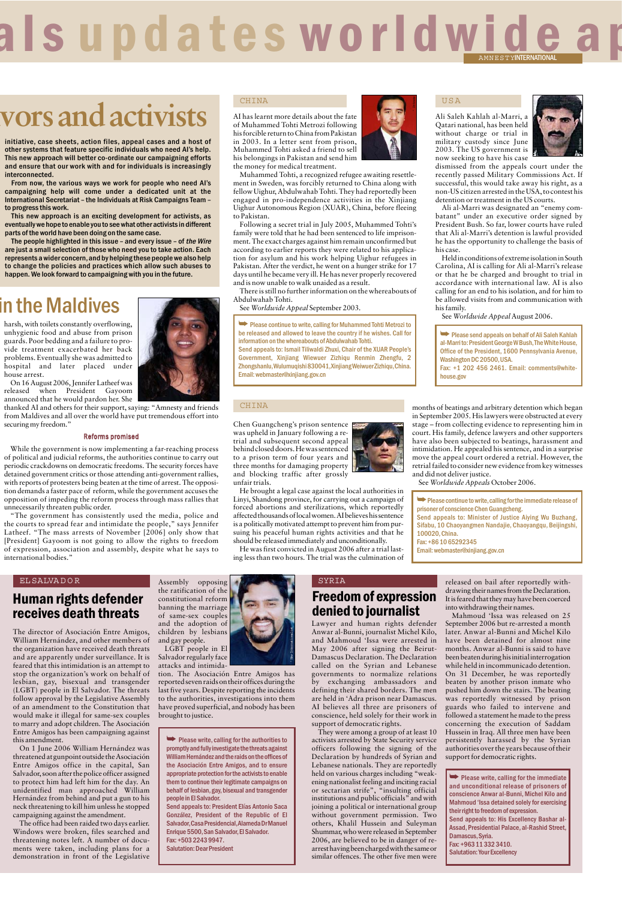# vors and activists

**initiative, case sheets, action files, appeal cases and a host of other systems that feature specific individuals who need AI's help. This new approach will better co-ordinate our campaigning efforts and ensure that our work with and for individuals is increasingly interconnected.**

**From now, the various ways we work for people who need AI's campaigning help will come under a dedicated unit at the International Secretariat – the Individuals at Risk Campaigns Team – to progress this work.**

**This new approach is an exciting development for activists, as eventually we hope to enable you to see what other activists in different parts of the world have been doing on the same case.**

**The people highlighted in this issue – and every issue – of *the Wire* are just a small selection of those who need you to take action. Each represents a wider concern, and by helping these people we also help to change the policies and practices which allow such abuses to happen. We look forward to campaigning with you in the future.**

## in the Maldives

harsh, with toilets constantly overflowing, unhygienic food and abuse from prison guards. Poor bedding and a failure to provide treatment exacerbated her back problems. Eventually she was admitted to hospital and later placed under house arrest.

On 16 August 2006, Jennifer Latheef was released when President Gayoom announced that he would pardon her. She thanked AI and others for their support, saying: "Amnesty and friends from Maldives and all over the world have put tremendous effort into securing my freedom."

### Reforms promised

While the government is now implementing a far-reaching process of political and judicial reforms, the authorities continue to carry out periodic crackdowns on democratic freedoms. The security forces have detained government critics or those attending anti-government rallies, with reports of protesters being beaten at the time of arrest. The opposition demands a faster pace of reform, while the government accuses the opposition of impeding the reform process through mass rallies that unnecessarily threaten public order.

"The government has consistently used the media, police and the courts to spread fear and intimidate the people," says Jennifer Latheef. "The mass arrests of November [2006] only show that [President] Gayoom is not going to allow the rights to freedom of expression, association and assembly, despite what he says to international bodies."

## CHINA

AI has learnt more details about the fate of Muhammed Tohti Metrozi following his forcible return to China from Pakistan in 2003. In a letter sent from prison, Muhammed Tohti asked a friend to sell his belongings in Pakistan and send him the money for medical treatment.

Muhammed Tohti, a recognized refugee awaiting resettlement in Sweden, was forcibly returned to China along with fellow Uighur, Abdulwahab Tohti. They had reportedly been engaged in pro-independence activities in the Xinjiang Uighur Autonomous Region (XUAR), China, before fleeing to Pakistan.

Following a secret trial in July 2005, Muhammed Tohti's family were told that he had been sentenced to life imprisonment. The exact charges against him remain unconfirmed but according to earlier reports they were related to his application for asylum and his work helping Uighur refugees in Pakistan. After the verdict, he went on a hunger strike for 17 days until he became very ill. He has never properly recovered and is now unable to walk unaided as a result.

There is still no further information on the whereabouts of Abdulwahab Tohti.

See *Worldwide Appeal* September 2003.

> ➥ Please continue to write, calling for Muhammed Tohti Metrozi to be released and allowed to leave the country if he wishes. Call for information on the whereabouts of Abdulwahab Tohti.
> Send appeals to: Ismail Tiliwaldi Zhuxi, Chair of the XUAR People's Government, Xinjiang Wiewuer Zizhiqu Renmin Zhengfu, 2 Zhongshanlu, Wulumuqishi 830041, Xinjiang Weiwuer Zizhiqu, China.
> Email: webmaster@xinjiang.gov.cn

## USA

Ali Saleh Kahlah al-Marri, a Qatari national, has been held without charge or trial in military custody since June 2003. The US government is now seeking to have his case dismissed from the appeals court under the recently passed Military Commissions Act. If successful, this would take away his right, as a non-US citizen arrested in the USA, to contest his detention or treatment in the US courts.

Ali al-Marri was designated an "enemy combatant" under an executive order signed by President Bush. So far, lower courts have ruled that Ali al-Marri's detention is lawful provided he has the opportunity to challenge the basis of his case.

Held in conditions of extreme isolation in South Carolina, AI is calling for Ali al-Marri's release or that he be charged and brought to trial in accordance with international law. AI is also calling for an end to his isolation, and for him to be allowed visits from and communication with his family.

See *Worldwide Appeal* August 2006.

> ➥ Please send appeals on behalf of Ali Saleh Kahlah al-Marri to: President George W Bush, The White House, Office of the President, 1600 Pennsylvania Avenue, Washington DC 20500, USA.
> Fax: +1 202 456 2461. Email: comments@whitehouse.gov

## CHINA

Chen Guangcheng's prison sentence was upheld in January following a retrial and subsequent second appeal behind closed doors. He was sentenced to a prison term of four years and three months for damaging property and blocking traffic after grossly unfair trials.

He brought a legal case against the local authorities in Linyi, Shandong province, for carrying out a campaign of forced abortions and sterilizations, which reportedly affected thousands of local women. AI believes his sentence is a politically motivated attempt to prevent him from pursuing his peaceful human rights activities and that he should be released immediately and unconditionally.

He was first convicted in August 2006 after a trial lasting less than two hours. The trial was the culmination of months of beatings and arbitrary detention which began in September 2005. His lawyers were obstructed at every stage – from collecting evidence to representing him in court. His family, defence lawyers and other supporters have also been subjected to beatings, harassment and intimidation. He appealed his sentence, and in a surprise move the appeal court ordered a retrial. However, the retrial failed to consider new evidence from key witnesses and did not deliver justice.

See *Worldwide Appeals* October 2006.

> ➥ Please continue to write, calling for the immediate release of prisoner of conscience Chen Guangcheng.
> Send appeals to: Minister of Justice Aiying Wu Buzhang, Sifabu, 10 Chaoyangmen Nandajie, Chaoyangqu, Beijingshi, 100020, China.
> Fax: +86 10 65292345
> Email: webmaster@xinjiang.gov.cn

## EL SALVADOR

### Human rights defender receives death threats

The director of Asociación Entre Amigos, William Hernández, and other members of the organization have received death threats and are apparently under surveillance. It is feared that this intimidation is an attempt to stop the organization's work on behalf of lesbian, gay, bisexual and transgender (LGBT) people in El Salvador. The threats follow approval by the Legislative Assembly of an amendment to the Constitution that would make it illegal for same-sex couples to marry and adopt children. The Asociación Entre Amigos has been campaigning against this amendment.

On 1 June 2006 William Hernández was threatened at gunpoint outside the Asociación Entre Amigos office in the capital, San Salvador, soon after the police officer assigned to protect him had left him for the day. An unidentified man approached William Hernández from behind and put a gun to his neck threatening to kill him unless he stopped campaigning against the amendment.

The office had been raided two days earlier. Windows were broken, files searched and threatening notes left. A number of documents were taken, including plans for a demonstration in front of the Legislative Assembly opposing the ratification of the constitutional reform banning the marriage of same-sex couples and the adoption of children by lesbians and gay people.

LGBT people in El Salvador regularly face attacks and intimidation. The Asociación Entre Amigos has reported seven raids on their offices during the last five years. Despite reporting the incidents to the authorities, investigations into them have proved superficial, and nobody has been brought to justice.

> ➥ Please write, calling for the authorities to promptly and fully investigate the threats against William Hernández and the raids on the offices of the Asociación Entre Amigos, and to ensure appropriate protection for the activists to enable them to continue their legitimate campaigns on behalf of lesbian, gay, bisexual and transgender people in El Salvador.
> Send appeals to: President Elías Antonio Saca González, President of the Republic of El Salvador, Casa Presidencial, Alameda Dr Manuel Enrique 5500, San Salvador, El Salvador.
> Fax: +503 2243 9947.
> Salutation: Dear President

## SYRIA

### Freedom of expression denied to journalist

Lawyer and human rights defender Anwar al-Bunni, journalist Michel Kilo, and Mahmoud 'Issa were arrested in May 2006 after signing the Beirut-Damascus Declaration. The Declaration called on the Syrian and Lebanese governments to normalize relations by exchanging ambassadors and defining their shared borders. The men are held in 'Adra prison near Damascus. AI believes all three are prisoners of conscience, held solely for their work in support of democratic rights.

They were among a group of at least 10 activists arrested by State Security service officers following the signing of the Declaration by hundreds of Syrian and Lebanese nationals. They are reportedly held on various charges including "weakening nationalist feeling and inciting racial or sectarian strife", "insulting official institutions and public officials" and with joining a political or international group without government permission. Two others, Khalil Hussein and Suleyman Shummar, who were released in September 2006, are believed to be in danger of re-arrest having been charged with the same or similar offences. The other five men were released on bail after reportedly withdrawing their names from the Declaration. It is feared that they may have been coerced into withdrawing their names.

Mahmoud 'Issa was released on 25 September 2006 but re-arrested a month later. Anwar al-Bunni and Michel Kilo have been detained for almost nine months. Anwar al-Bunni is said to have been beaten during his initial interrogation while held in incommunicado detention. On 31 December, he was reportedly beaten by another prison inmate who pushed him down the stairs. The beating was reportedly witnessed by prison guards who failed to intervene and followed a statement he made to the press concerning the execution of Saddam Hussein in Iraq. All three men have been persistently harassed by the Syrian authorities over the years because of their support for democratic rights.

> ➥ Please write, calling for the immediate and unconditional release of prisoners of conscience Anwar al-Bunni, Michel Kilo and Mahmoud 'Issa detained solely for exercising their right to freedom of expression.
> Send appeals to: His Excellency Bashar al-Assad, Presidential Palace, al-Rashid Street, Damascus, Syria.
> Fax: +963 11 332 3410.
> Salutation: Your Excellency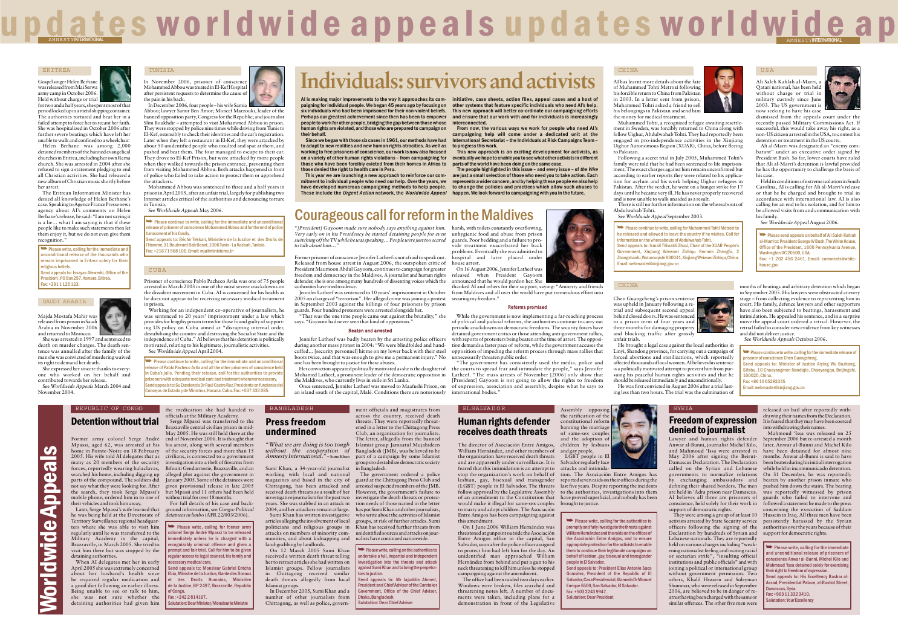# updates worldwide appeals

## ERITREA

Gospel singer Helen Berhane was released from Mai Serwa army camp in October 2006. Held without charge or trial for two and a half years, she spent most of that period locked up in a metal shipping container. The authorities tortured and beat her in a failed attempt to force her to recant her faith. She was hospitalized in October 2006 after further severe beatings which have left her unable to walk and confined to a wheelchair.

Helen Berhane was among 2,000 detained members of the banned evangelical churches in Eritrea, including her own Rema church. She was arrested in 2004 after she refused to sign a statement pledging to end all Christian activities. She had released a new album of Christian music shortly before her arrest.

The Eritrean Information Minister has denied all knowledge of Helen Berhane's case. Speaking to Agence France Presse news agency about AI's comments on Helen Berhane's release, he said: "I am not saying it is a lie… what I am saying is that if these people like to make such statements then let them enjoy it, but we do not even give them recognition."

➥ Please write, calling for the immediate and unconditional release of the thousands who remain imprisoned in Eritrea solely for their religious beliefs.
Send appeals to: Issayas Afewerki, Office of the President, PO Box 257, Asmara, Eritrea.
Fax: +291 1 125 123.

## SAUDI ARABIA

Majda Mostafa Mahir was released from prison in Saudi Arabia in November 2006 and returned to Morocco.

She was arrested in 1997 and sentenced to death on murder charges. The death sentence was annulled after the family of the man she was convicted of murdering waived its right to demand her death.

She expressed her sincere thanks to everyone who worked on her behalf and contributed towards her release.

See *Worldwide Appeals* March 2004 and November 2004.

## TUNISIA

In November 2006, prisoner of conscience Mohammed Abbou was treated in El-Kef Hospital after persistent requests to determine the cause of the pain in his back.

In December 2006, four people – his wife Samia Abbou; lawyer Samir Ben Amor; Moncef Marzouki, leader of the banned opposition party, Congress for the Republic; and journalist Slim Boukhdir – attempted to visit Mohammed Abbou in prison. They were stopped by police nine times while driving from Tunis to El-Kef, ostensibly to check their identities and the car's registration. Later when they left a restaurant in El-Kef, they were attacked by about 50 unidentified people who insulted and spat at them, and pushed and beat them. The four managed to escape to their car. They drove to El-Kef Prison, but were attacked by more people when they walked towards the prison entrance, preventing them from visiting Mohammed Abbou. Both attacks happened in front of police who failed to take action to protect them or apprehend the attackers.

Mohammed Abbou was sentenced to three and a half years in prison in April 2005, after an unfair trial, largely for publishing two Internet articles critical of the authorities and denouncing torture in Tunisia.

See *Worldwide Appeals* May 2006.

➥ Please continue to write, calling for the immediate and unconditional release of prisoner of conscience Mohammed Abbou and for the end of police harassment of his family.
Send appeals to: Béchir Tekkari, Ministère de la Justice et des Droits de l'Homme, 31 Boulevard Bab Benat, 1006 Tunis - La Kasbah, Tunisia.
Fax: +216 71 568 106. Email: mjustice@ministeres.tn

## CUBA

Prisoner of conscience Pablo Pacheco Avila was one of 75 people arrested in March 2003 in one of the most severe crackdowns on the dissident movement in Cuba. AI is concerned for his health as he does not appear to be receiving necessary medical treatment in prison.

Working for an independent co-operative of journalists, he was sentenced to 20 years' imprisonment under a law which provides for lengthy prison terms for those found guilty of supporting US policy on Cuba aimed at "disrupting internal order, destabilising the country and destroying the Socialist State and the independence of Cuba." AI believes that his detention is politically motivated, relating to his legitimate, journalistic activities.

See *Worldwide Appeal* April 2004.

➥ Please continue to write, calling for the immediate and unconditional release of Pablo Pacheco Avila and all the other prisoners of conscience held in Cuba's jails. Pending their release, call for the authorities to provide prisoners with adequate medical care and treatment whenever necessary.
Send appeals to: Su Excelencia Dr Raúl Castro Ruz, Presidente en funciones del Consejos de Estado y de Ministros, Havana, Cuba. Fax: +537 333 085.

# Individuals: survivors and activists

**AI is making major improvements to the way it approaches its campaigning for individual people. We began 45 years ago by focusing on six individuals who had been imprisoned for their non-violent beliefs. Perhaps our greatest achievement since then has been to empower people to work for other people, bridging the gap between those whose human rights are violated, and those who are prepared to campaign on their behalf.**

**Since we began with those six cases in 1961, our methods have had to adapt to new realities and new human rights atrocities. As well as working to free prisoners of conscience, our work is now also focused on a variety of other human rights violations – from campaigning for those who have been forcibly evicted from their homes in Africa to those denied the right to health care in Peru.**

**This year we are launching a new approach to reinforce our commitment to individual people who need our help. Over the years, we have developed numerous campaigning methods to help people. These include the *Urgent Action* network, the *Worldwide Appeal* initiative, case sheets, action files, appeal cases and a host of other systems that feature specific individuals who need AI's help. This new approach will better co-ordinate our campaigning efforts and ensure that our work with and for individuals is increasingly interconnected.**

**From now, the various ways we work for people who need AI's campaigning help will come under a dedicated unit at the International Secretariat – the Individuals at Risk Campaigns Team – to progress this work.**

**This new approach is an exciting development for activists, as eventually we hope to enable you to see what other activists in different parts of the world have been doing on the same case.**

**The people highlighted in this issue – and every issue – of *the Wire* are just a small selection of those who need you to take action. Each represents a wider concern, and by helping these people we also help to change the policies and practices which allow such abuses to happen. We look forward to campaigning with you in the future.**

# Courageous call for reform in the Maldives

"*[President] Gayoom made sure nobody says anything against him. Very early on in his Presidency he started detaining people for even switching off the TV while he was speaking… People were just too scared to talk about him…*"

Former prisoner of conscience Jennifer Latheef is not afraid to speak out. Released from house arrest in August 2006, the outspoken critic of President Maumoon Abdul Gayoom, continues to campaign for greater freedom and democracy in the Maldives. A journalist and human rights defender, she is one among many hundreds of dissenting voices which the authorities have tried to silence.

Jennifer Latheef was sentenced to 10 years' imprisonment in October 2005 on charges of "terrorism". Her alleged crime was joining a protest in September 2003 against the killings of four prisoners by prison guards. Four hundred protesters were arrested alongside her.

"That was the one time people came out against the brutality," she says. "Gayoom had never seen that kind of opposition."

### Beaten and arrested

Jennifer Latheef was badly beaten by the arresting police officers during another mass protest in 2004: "We were blindfolded and handcuffed… [security personnel] hit me on my lower back with their steel boots twice, and that was enough to give me a permanent injury." No one has been brought to justice for these abuses.

Her conviction appeared politically motivated as she is the daughter of Mohamed Latheef, a prominent leader of the democratic opposition in the Maldives, who currently lives in exile in Sri Lanka.

Once sentenced, Jennifer Latheef was moved to Maafushi Prison, on an island south of the capital, Malé. Conditions there are notoriously harsh, with toilets constantly overflowing, unhygienic food and abuse from prison guards. Poor bedding and a failure to provide treatment exacerbated her back problems. Eventually she was admitted to hospital and later placed under house arrest.

On 16 August 2006, Jennifer Latheef was released when President Gayoom announced that he would pardon her. She thanked AI and others for their support, saying: "Amnesty and friends from Maldives and all over the world have put tremendous effort into securing my freedom."

### Reforms promised

While the government is now implementing a far-reaching process of political and judicial reforms, the authorities continue to carry out periodic crackdowns on democratic freedoms. The security forces have detained government critics or those attending anti-government rallies, with reports of protesters being beaten at the time of arrest. The opposition demands a faster pace of reform, while the government accuses the opposition of impeding the reform process through mass rallies that unnecessarily threaten public order.

"The government has consistently used the media, police and the courts to spread fear and intimidate the people," says Jennifer Latheef. "The mass arrests of November [2006] only show that [President] Gayoom is not going to allow the rights to freedom of expression, association and assembly, despite what he says to international bodies."

## CHINA

AI has learnt more details about the fate of Muhammed Tohti Metrozi following his forcible return to China from Pakistan in 2003. In a letter sent from prison, Muhammed Tohti asked a friend to sell his belongings in Pakistan and send him the money for medical treatment.

Muhammed Tohti, a recognized refugee awaiting resettlement in Sweden, was forcibly returned to China along with fellow Uighur, Abdulwahab Tohti. They had reportedly been engaged in pro-independence activities in the Xinjiang Uighur Autonomous Region (XUAR), China, before fleeing to Pakistan.

Following a secret trial in July 2005, Muhammed Tohti's family were told that he had been sentenced to life imprisonment. The exact charges against him remain unconfirmed but according to earlier reports they were related to his application for asylum and his work helping Uighur refugees in Pakistan. After the verdict, he went on a hunger strike for 17 days until he became very ill. He has never properly recovered and is now unable to walk unaided as a result.

There is still no further information on the whereabouts of Abdulwahab Tohti.

See *Worldwide Appeal* September 2003.

➥ Please continue to write, calling for Muhammed Tohti Metrozi to be released and allowed to leave the country if he wishes. Call for information on the whereabouts of Abdulwahab Tohti.
Send appeals to: Ismail Tiliwaldi Zhuxi, Chair of the XUAR People's Government, Xinjiang Wieweur Zizhiqu Renmin Zhengfu, 2 Zhongshanlu, Wulumuqishi 830041, Xinjiang Weiwuer Zizhiqu, China.
Email: webmaster@xinjiang.gov.cn

## USA

Ali Saleh Kahlah al-Marri, a Qatari national, has been held without charge or trial in military custody since June 2003. The US government is now seeking to have his case dismissed from the appeals court under the recently passed Military Commissions Act. If successful, this would take away his right, as a non-US citizen arrested in the USA, to contest his detention or treatment in the US courts.

Ali al-Marri was designated an "enemy combatant" under an executive order signed by President Bush. So far, lower courts have ruled that Ali al-Marri's detention is lawful provided he has the opportunity to challenge the basis of his case.

Held in conditions of extreme isolation in South Carolina, AI is calling for Ali al-Marri's release or that he be charged and brought to trial in accordance with international law. AI is also calling for an end to his isolation, and for him to be allowed visits from and communication with his family.

See *Worldwide Appeal* August 2006.

➥ Please send appeals on behalf of Ali Saleh Kahlah al-Marri to: President George W Bush, The White House, Office of the President, 1600 Pennsylvania Avenue, Washington DC 20500, USA.
Fax: +1 202 456 2461. Email: comments@whitehouse.gov

## CHINA

Chen Guangcheng's prison sentence was upheld in January following a retrial and subsequent second appeal behind closed doors. He was sentenced to a prison term of four years and three months for damaging property and blocking traffic after grossly unfair trials.

He brought a legal case against the local authorities in Linyi, Shandong province, for carrying out a campaign of forced abortions and sterilizations, which reportedly affected thousands of local women. AI believes his sentence is a politically motivated attempt to prevent him from pursuing his peaceful human rights activities and that he should be released immediately and unconditionally.

He was first convicted in August 2006 after a trial lasting less than two hours. The trial was the culmination of months of beatings and arbitrary detention which began in September 2005. His lawyers were obstructed at every stage – from collecting evidence to representing him in court. His family, defence lawyers and other supporters have also been subjected to beatings, harassment and intimidation. He appealed his sentence, and in a surprise move the appeal court ordered a retrial. However, the retrial failed to consider new evidence from key witnesses and did not deliver justice.

See *Worldwide Appeals* October 2006.

➥ Please continue to write, calling for the immediate release of prisoner of conscience Chen Guangcheng.
Send appeals to: Minister of Justice Aiying Wu Buzhang, Sifabu, 10 Chaoyangmen Nandajie, Chaoyangqu, Beijingshi, 100020, China.
Fax: +86 10 65292345
Email: webmaster@legalinfo.gov.cn

# Worldwide Appeals

## REPUBLIC OF CONGO

## Detention without trial

Former army colonel Serge André Mpassi, aged 62, was arrested at his home in Pointe-Noire on 18 February 2005. His wife told AI delegates that as many as 20 members of the security forces, reportedly wearing balaclavas, searched his home, including digging up parts of the compound. The soldiers did not say what they were looking for. After the search, they took Serge Mpassi's mobile phone, ordered him in to one of their vehicles and took him away.

Later, Serge Mpassi's wife learned that he was being held at the Directorate of Territory Surveillance regional headquarters where she was able to visit him regularly until he was transferred to the Military Academy in the capital, Brazzaville, in March 2005. She tried to visit him there but was stopped by the detaining authorities.

When AI delegates met her in early April 2005 she was extremely concerned about her husband's health since he required regular medication and a good diet following an earlier illness. Being unable to see or talk to him, she was not sure whether the detaining authorities had given him the medication she had handed to officials at the Military Academy.

Serge Mpassi was transferred to the Brazzaville central civilian prison in mid-May 2005. He was still held there at the end of November 2006. It is thought that his arrest, along with several members of the security forces and more than 15 civilians, is connected to a government investigation into a theft of firearms from Bifouiti Gendarmerie, Brazzaville, and an alleged plot against the government in January 2005. Some of the detainees were given provisional release in late 2005 but Mpassi and 11 others had been held without trial for over 18 months.

For full details of this case and background information, see *Congo: Political detainees in limbo* (AFR 22/003/2006).

➥ Please write, calling for former army colonel Serge André Mpassi to be released immediately unless he is charged with a recognizably criminal offence and given a prompt and fair trial. Call for him to be given regular access to legal counsel, his family and necessary medical care.
Send appeals to: Monsieur Gabriel Entcha Ebia, Ministre de la Justice, Garde des Sceaux et des Droits Humains, Ministère de la Justice, BP 2497, Brazzaville, Republic of Congo.
Fax: +242 2 814 167.
Salutation: Dear Minister/Monsieur le Ministre

## BANGLADESH

## Press freedom undermined

"*What we are doing is too tough without the cooperation of Amnesty International.*" – Sumi Khan

Sumi Khan, a 34-year-old journalist working with local and national magazines and based in the city of Chittagong, has been attacked and received death threats as a result of her investigative journalism for the past two years. She was stabbed in an attack in 2004, and her attackers remain at large.

Sumi Khan has written investigative articles alleging the involvement of local politicians and religious groups in attacks on members of minority communities, and about kidnapping and land-grabbing by landlords.

On 12 March 2005 Sumi Khan received a written death threat telling her to retract articles she had written on Islamist groups. Fellow journalists in Chittagong received similar death threats allegedly from local Islamist groups.

In December 2005, Sumi Khan and a number of other journalists from Chittagong, as well as police, government officials and magistrates from across the country, received death threats. They were reportedly threatened in a letter to the Chittagong Press Club, an organization for journalists. The letter, allegedly from the banned Islamist group Jamaatul Mujahideen Bangladesh (JMB), was believed to be part of a campaign by some Islamist groups to destabilize democratic society in Bangladesh.

The government ordered a police guard at the Chittagong Press Club and arrested suspected members of the JMB. However, the government's failure to investigate the death threats or protection needs of those named in the letter has put Sumi Khan and other journalists, who write about the activities of Islamist groups, at risk of further attacks. Sumi Khan has received further threats from unidentified sources and attacks on journalists have continued nationwide.

➥ Please write, calling on the authorities to undertake a full, impartial and independent investigation into the threats and attack against Sumi Khan and to bring the perpetrators to justice.
Send appeals to: Mr Iajuddin Ahmed, President and Chief Adviser of the Caretaker Government, Office of the Chief Adviser, Dhaka, Bangladesh.
Salutation: Dear Chief Adviser

## EL SALVADOR

## Human rights defender receives death threats

The director of Asociación Entre Amigos, William Hernández, and other members of the organization have received death threats and are apparently under surveillance. It is feared that this intimidation is an attempt to stop the organization's work on behalf of lesbian, gay, bisexual and transgender (LGBT) people in El Salvador. The threats follow approval by the Legislative Assembly of an amendment to the Constitution that would make it illegal for same-sex couples to marry and adopt children. The Asociación Entre Amigos has been campaigning against this amendment.

On 1 June 2006 William Hernández was threatened at gunpoint outside the Asociación Entre Amigos office in the capital, San Salvador, soon after the police officer assigned to protect him had left him for the day. An unidentified man approached William Hernández from behind and put a gun to his neck threatening to kill him unless he stopped campaigning against the amendment.

The office had been raided two days earlier. Windows were broken, files searched and threatening notes left. A number of documents were taken, including plans for a demonstration in front of the Legislative Assembly opposing the ratification of the constitutional reform banning the marriage of same-sex couples and the adoption of children by lesbians and gay people.

LGBT people in El Salvador regularly face attacks and intimidation. The Asociación Entre Amigos has reported seven raids on their offices during the last five years. Despite reporting the incidents to the authorities, investigations into them have proved superficial, and nobody has been brought to justice.

➥ Please write, calling for the authorities to promptly and fully investigate the threats against William Hernández and the raids on the offices of the Asociación Entre Amigos, and to ensure appropriate protection for the activists to enable them to continue their legitimate campaigns on behalf of lesbian, gay, bisexual and transgender people in El Salvador.
Send appeals to: President Elías Antonio Saca González, President of the Republic of El Salvador, Casa Presidencial, Alameda Dr Manuel Enrique 5500, San Salvador, El Salvador.
Fax: +503 2243 9947.
Salutation: Dear President

## SYRIA

## Freedom of expression denied to journalist

Lawyer and human rights defender Anwar al-Bunni, journalist Michel Kilo, and Mahmoud 'Issa were arrested in May 2006 after signing the Beirut-Damascus Declaration. The Declaration called on the Syrian and Lebanese governments to normalize relations by exchanging ambassadors and defining their shared borders. The men are held in 'Adra prison near Damascus. AI believes all three are prisoners of conscience, held solely for their work in support of democratic rights.

They were among a group of at least 10 activists arrested by State Security service officers following the signing of the Declaration by hundreds of Syrian and Lebanese nationals. They are reportedly held on various charges including "weakening nationalist feeling and inciting racial or sectarian strife", "insulting official institutions and public officials" and with joining a political or international group without government permission. Two others, Khalil Hussein and Suleyman Shummar, who were released in September 2006, are believed to be in danger of re-arrest having been charged with the same or similar offences. The other five men were released on bail after reportedly withdrawing their names from the Declaration. It is feared that they may have been coerced into withdrawing their names.

Mahmoud 'Issa was released on 25 September 2006 but re-arrested a month later. Anwar al-Bunni and Michel Kilo have been detained for almost nine months. Anwar al-Bunni is said to have been beaten during his initial interrogation while held in incommunicado detention. On 31 December, he was reportedly beaten by another prison inmate who pushed him down the stairs. The beating was reportedly witnessed by prison guards who failed to intervene and followed a statement he made to the press concerning the execution of Saddam Hussein in Iraq. All three men have been persistently harassed by the Syrian authorities over the years because of their support for democratic rights.

➥ Please write, calling for the immediate and unconditional release of prisoners of conscience Anwar al-Bunni, Michel Kilo and Mahmoud 'Issa detained solely for exercising their right to freedom of expression.
Send appeals to: His Excellency Bashar al-Assad, Presidential Palace, al-Rashid Street, Damascus, Syria.
Fax: +963 11 332 3410.
Salutation: Your Excellency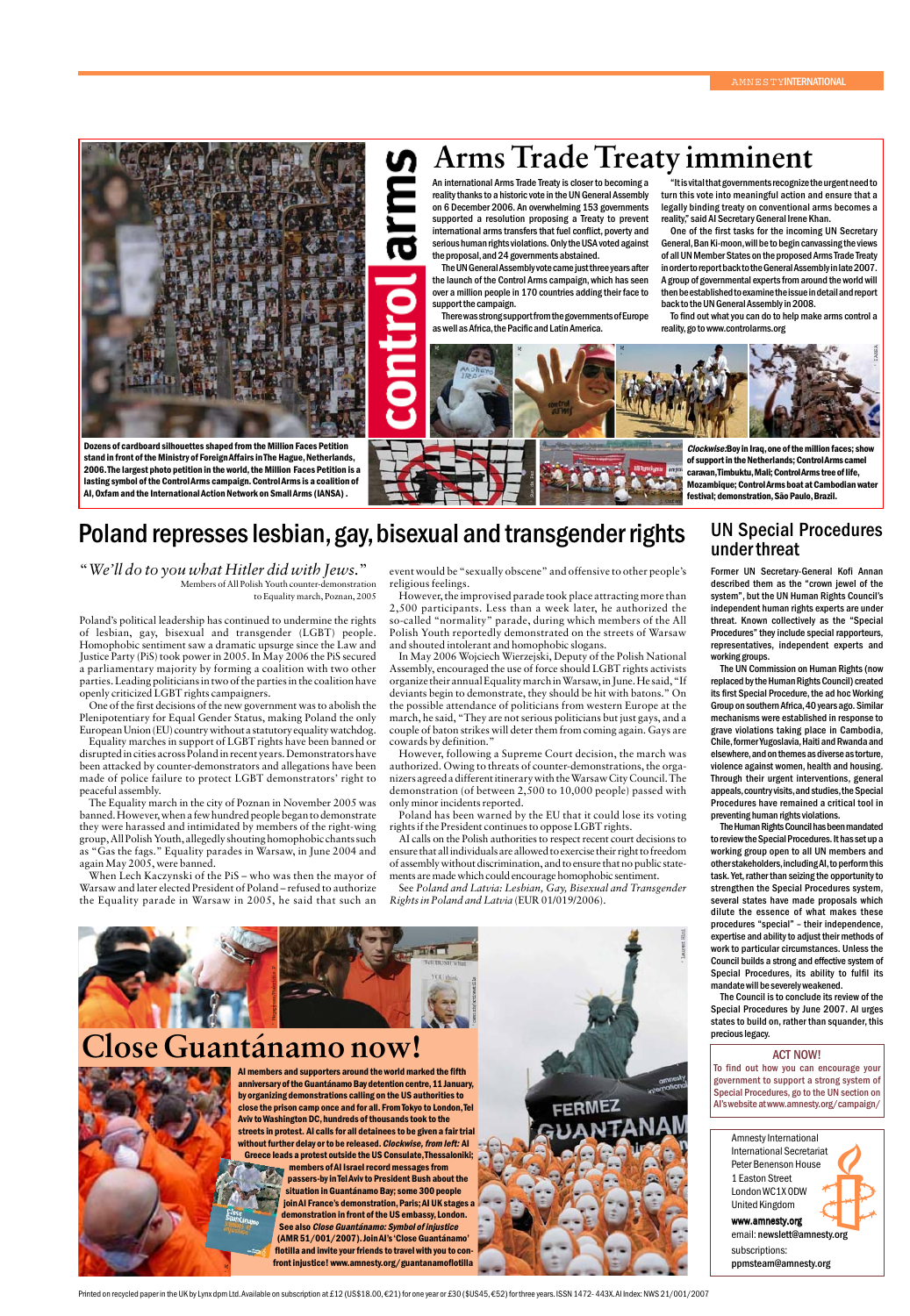# Arms Trade Treaty imminent

An international Arms Trade Treaty is closer to becoming a reality thanks to a historic vote in the UN General Assembly on 6 December 2006. An overwhelming 153 governments supported a resolution proposing a Treaty to prevent international arms transfers that fuel conflict, poverty and serious human rights violations. Only the USA voted against the proposal, and 24 governments abstained.

The UN General Assembly vote came just three years after the launch of the Control Arms campaign, which has seen over a million people in 170 countries adding their face to support the campaign.

There was strong support from the governments of Europe as well as Africa, the Pacific and Latin America.

"It is vital that governments recognize the urgent need to turn this vote into meaningful action and ensure that a legally binding treaty on conventional arms becomes a reality," said AI Secretary General Irene Khan.

One of the first tasks for the incoming UN Secretary General, Ban Ki-moon, will be to begin canvassing the views of all UN Member States on the proposed Arms Trade Treaty in order to report back to the General Assembly in late 2007. A group of governmental experts from around the world will then be established to examine the issue in detail and report back to the UN General Assembly in 2008.

To find out what you can do to help make arms control a reality, go to www.controlarms.org

Dozens of cardboard silhouettes shaped from the Million Faces Petition stand in front of the Ministry of Foreign Affairs in The Hague, Netherlands, 2006. The largest photo petition in the world, the Million Faces Petition is a lasting symbol of the Control Arms campaign. Control Arms is a coalition of AI, Oxfam and the International Action Network on Small Arms (IANSA).

*Clockwise:* Boy in Iraq, one of the million faces; show of support in the Netherlands; Control Arms camel caravan, Timbuktu, Mali; Control Arms tree of life, Mozambique; Control Arms boat at Cambodian water festival; demonstration, São Paulo, Brazil.

# Poland represses lesbian, gay, bisexual and transgender rights

*"We'll do to you what Hitler did with Jews."*
Members of All Polish Youth counter-demonstration to Equality march, Poznan, 2005

Poland's political leadership has continued to undermine the rights of lesbian, gay, bisexual and transgender (LGBT) people. Homophobic sentiment saw a dramatic upsurge since the Law and Justice Party (PiS) took power in 2005. In May 2006 the PiS secured a parliamentary majority by forming a coalition with two other parties. Leading politicians in two of the parties in the coalition have openly criticized LGBT rights campaigners.

One of the first decisions of the new government was to abolish the Plenipotentiary for Equal Gender Status, making Poland the only European Union (EU) country without a statutory equality watchdog.

Equality marches in support of LGBT rights have been banned or disrupted in cities across Poland in recent years. Demonstrators have been attacked by counter-demonstrators and allegations have been made of police failure to protect LGBT demonstrators' right to peaceful assembly.

The Equality march in the city of Poznan in November 2005 was banned. However, when a few hundred people began to demonstrate they were harassed and intimidated by members of the right-wing group, All Polish Youth, allegedly shouting homophobic chants such as "Gas the fags." Equality parades in Warsaw, in June 2004 and again May 2005, were banned.

When Lech Kaczynski of the PiS – who was then the mayor of Warsaw and later elected President of Poland – refused to authorize the Equality parade in Warsaw in 2005, he said that such an event would be "sexually obscene" and offensive to other people's religious feelings.

However, the improvised parade took place attracting more than 2,500 participants. Less than a week later, he authorized the so-called "normality" parade, during which members of the All Polish Youth reportedly demonstrated on the streets of Warsaw and shouted intolerant and homophobic slogans.

In May 2006 Wojciech Wierzejski, Deputy of the Polish National Assembly, encouraged the use of force should LGBT rights activists organize their annual Equality march in Warsaw, in June. He said, "If deviants begin to demonstrate, they should be hit with batons." On the possible attendance of politicians from western Europe at the march, he said, "They are not serious politicians but just gays, and a couple of baton strikes will deter them from coming again. Gays are cowards by definition."

However, following a Supreme Court decision, the march was authorized. Owing to threats of counter-demonstrations, the organizers agreed a different itinerary with the Warsaw City Council. The demonstration (of between 2,500 to 10,000 people) passed with only minor incidents reported.

Poland has been warned by the EU that it could lose its voting rights if the President continues to oppose LGBT rights.

AI calls on the Polish authorities to respect recent court decisions to ensure that all individuals are allowed to exercise their right to freedom of assembly without discrimination, and to ensure that no public statements are made which could encourage homophobic sentiment.

See *Poland and Latvia: Lesbian, Gay, Bisexual and Transgender Rights in Poland and Latvia* (EUR 01/019/2006).

## UN Special Procedures under threat

Former UN Secretary-General Kofi Annan described them as the "crown jewel of the system", but the UN Human Rights Council's independent human rights experts are under threat. Known collectively as the "Special Procedures" they include special rapporteurs, representatives, independent experts and working groups.

The UN Commission on Human Rights (now replaced by the Human Rights Council) created its first Special Procedure, the ad hoc Working Group on southern Africa, 40 years ago. Similar mechanisms were established in response to grave violations taking place in Cambodia, Chile, former Yugoslavia, Haiti and Rwanda and elsewhere, and on themes as diverse as torture, violence against women, health and housing. Through their urgent interventions, general appeals, country visits, and studies, the Special Procedures have remained a critical tool in preventing human rights violations.

The Human Rights Council has been mandated to review the Special Procedures. It has set up a working group open to all UN members and other stakeholders, including AI, to perform this task. Yet, rather than seizing the opportunity to strengthen the Special Procedures system, several states have made proposals which dilute the essence of what makes these procedures "special" – their independence, expertise and ability to adjust their methods of work to particular circumstances. Unless the Council builds a strong and effective system of Special Procedures, its ability to fulfil its mandate will be severely weakened.

The Council is to conclude its review of the Special Procedures by June 2007. AI urges states to build on, rather than squander, this precious legacy.

**ACT NOW!**
To find out how you can encourage your government to support a strong system of Special Procedures, go to the UN section on AI's website at www.amnesty.org/campaign/

# Close Guantánamo now!

**AI members and supporters around the world marked the fifth anniversary of the Guantánamo Bay detention centre, 11 January, by organizing demonstrations calling on the US authorities to close the prison camp once and for all. From Tokyo to London, Tel Aviv to Washington DC, hundreds of thousands took to the streets in protest. AI calls for all detainees to be given a fair trial without further delay or to be released. *Clockwise, from left:* AI Greece leads a protest outside the US Consulate, Thessaloniki; members of AI Israel record messages from passers-by in Tel Aviv to President Bush about the situation in Guantánamo Bay; some 300 people join AI France's demonstration, Paris; AI UK stages a demonstration in front of the US embassy, London. See also *Close Guantánamo: Symbol of injustice* (AMR 51/001/2007). Join AI's 'Close Guantánamo' flotilla and invite your friends to travel with you to confront injustice! www.amnesty.org/guantanamoflotilla**

Amnesty International
International Secretariat
Peter Benenson House
1 Easton Street
London WC1X 0DW
United Kingdom
**www.amnesty.org**
email: **newslett@amnesty.org**
subscriptions:
**ppmsteam@amnesty.org**

Printed on recycled paper in the UK by Lynx dpm Ltd. Available on subscription at £12 (US$18.00, €21) for one year or £30 ($US45, €52) for three years. ISSN 1472-443X. AI Index: NWS 21/001/2007